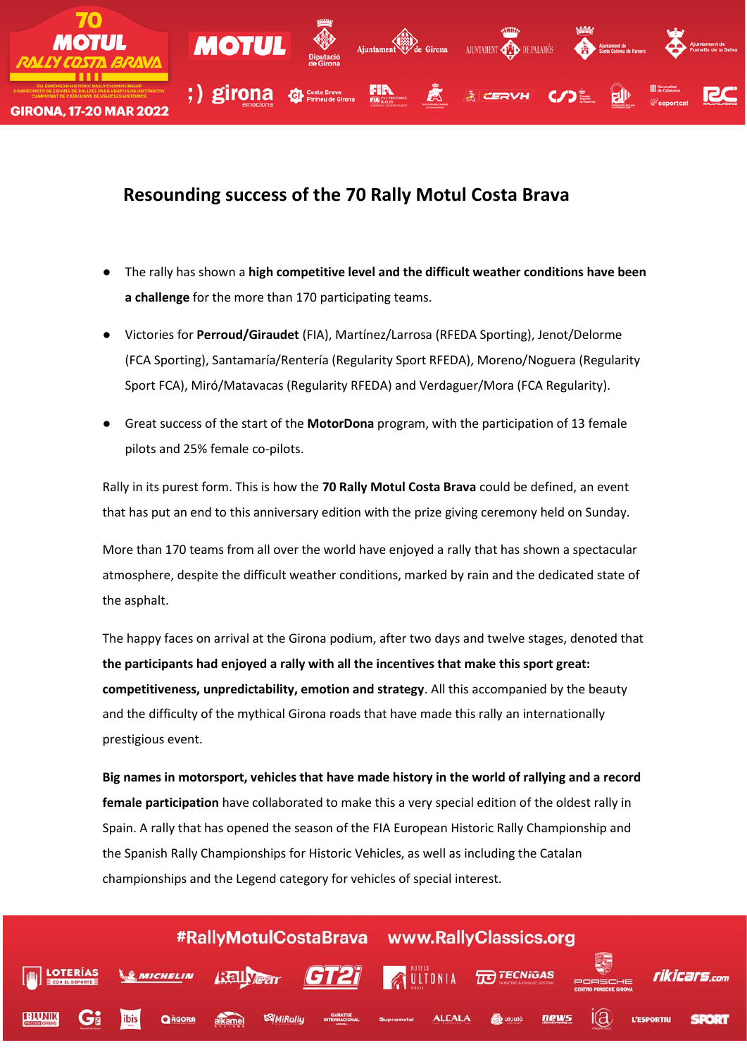# Resounding success of the 70 Rally Motul Costa Brava

- The rally has shown a **high competitive level and the difficult weather conditions have been a challenge** for the more than 170 participating teams.
- Victories for **Perroud/Giraudet** (FIA), Martínez/Larrosa (RFEDA Sporting), Jenot/Delorme (FCA Sporting), Santamaría/Rentería (Regularity Sport RFEDA), Moreno/Noguera (Regularity Sport FCA), Miró/Matavacas (Regularity RFEDA) and Verdaguer/Mora (FCA Regularity).
- Great success of the start of the **MotorDona** program, with the participation of 13 female pilots and 25% female co-pilots.

Rally in its purest form. This is how the **70 Rally Motul Costa Brava** could be defined, an event that has put an end to this anniversary edition with the prize giving ceremony held on Sunday.

More than 170 teams from all over the world have enjoyed a rally that has shown a spectacular atmosphere, despite the difficult weather conditions, marked by rain and the dedicated state of the asphalt.

The happy faces on arrival at the Girona podium, after two days and twelve stages, denoted that **the participants had enjoyed a rally with all the incentives that make this sport great: competitiveness, unpredictability, emotion and strategy**. All this accompanied by the beauty and the difficulty of the mythical Girona roads that have made this rally an internationally prestigious event.

**Big names in motorsport, vehicles that have made history in the world of rallying and a record female participation** have collaborated to make this a very special edition of the oldest rally in Spain. A rally that has opened the season of the FIA European Historic Rally Championship and the Spanish Rally Championships for Historic Vehicles, as well as including the Catalan championships and the Legend category for vehicles of special interest.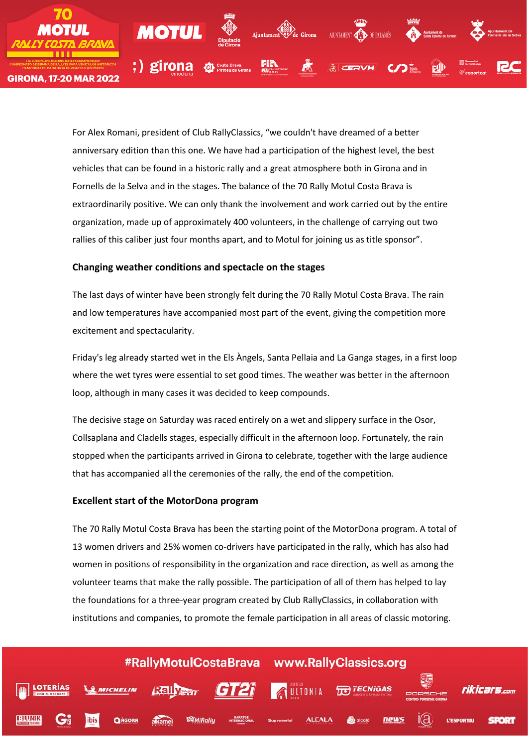For Alex Romani, president of Club RallyClassics, “we couldn't have dreamed of a better anniversary edition than this one. We have had a participation of the highest level, the best vehicles that can be found in a historic rally and a great atmosphere both in Girona and in Fornells de la Selva and in the stages. The balance of the 70 Rally Motul Costa Brava is extraordinarily positive. We can only thank the involvement and work carried out by the entire organization, made up of approximately 400 volunteers, in the challenge of carrying out two rallies of this caliber just four months apart, and to Motul for joining us as title sponsor”.

**Changing weather conditions and spectacle on the stages**

The last days of winter have been strongly felt during the 70 Rally Motul Costa Brava. The rain and low temperatures have accompanied most part of the event, giving the competition more excitement and spectacularity.

Friday's leg already started wet in the Els Àngels, Santa Pellaia and La Ganga stages, in a first loop where the wet tyres were essential to set good times. The weather was better in the afternoon loop, although in many cases it was decided to keep compounds.

The decisive stage on Saturday was raced entirely on a wet and slippery surface in the Osor, Collsaplana and Cladells stages, especially difficult in the afternoon loop. Fortunately, the rain stopped when the participants arrived in Girona to celebrate, together with the large audience that has accompanied all the ceremonies of the rally, the end of the competition.

**Excellent start of the MotorDona program**

The 70 Rally Motul Costa Brava has been the starting point of the MotorDona program. A total of 13 women drivers and 25% women co-drivers have participated in the rally, which has also had women in positions of responsibility in the organization and race direction, as well as among the volunteer teams that make the rally possible. The participation of all of them has helped to lay the foundations for a three-year program created by Club RallyClassics, in collaboration with institutions and companies, to promote the female participation in all areas of classic motoring.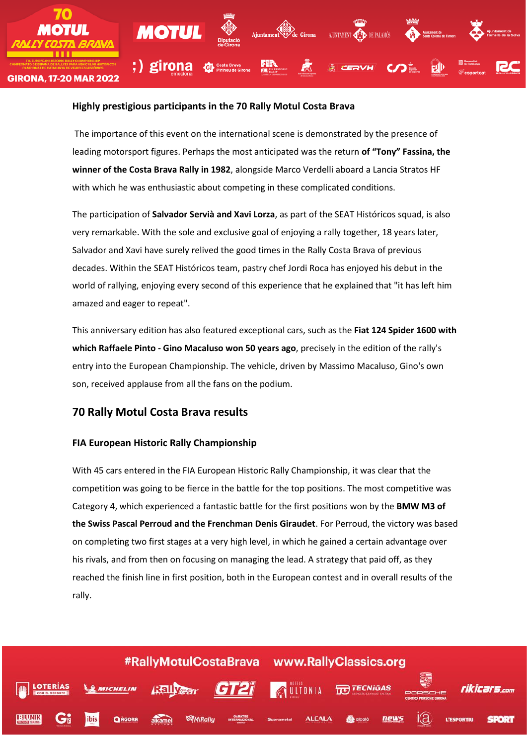**Highly prestigious participants in the 70 Rally Motul Costa Brava**

The importance of this event on the international scene is demonstrated by the presence of leading motorsport figures. Perhaps the most anticipated was the return **of "Tony" Fassina, the winner of the Costa Brava Rally in 1982**, alongside Marco Verdelli aboard a Lancia Stratos HF with which he was enthusiastic about competing in these complicated conditions.

The participation of **Salvador Servià and Xavi Lorza**, as part of the SEAT Históricos squad, is also very remarkable. With the sole and exclusive goal of enjoying a rally together, 18 years later, Salvador and Xavi have surely relived the good times in the Rally Costa Brava of previous decades. Within the SEAT Históricos team, pastry chef Jordi Roca has enjoyed his debut in the world of rallying, enjoying every second of this experience that he explained that "it has left him amazed and eager to repeat".

This anniversary edition has also featured exceptional cars, such as the **Fiat 124 Spider 1600 with which Raffaele Pinto - Gino Macaluso won 50 years ago**, precisely in the edition of the rally's entry into the European Championship. The vehicle, driven by Massimo Macaluso, Gino's own son, received applause from all the fans on the podium.

## 70 Rally Motul Costa Brava results

### FIA European Historic Rally Championship

With 45 cars entered in the FIA European Historic Rally Championship, it was clear that the competition was going to be fierce in the battle for the top positions. The most competitive was Category 4, which experienced a fantastic battle for the first positions won by the **BMW M3 of the Swiss Pascal Perroud and the Frenchman Denis Giraudet**. For Perroud, the victory was based on completing two first stages at a very high level, in which he gained a certain advantage over his rivals, and from then on focusing on managing the lead. A strategy that paid off, as they reached the finish line in first position, both in the European contest and in overall results of the rally.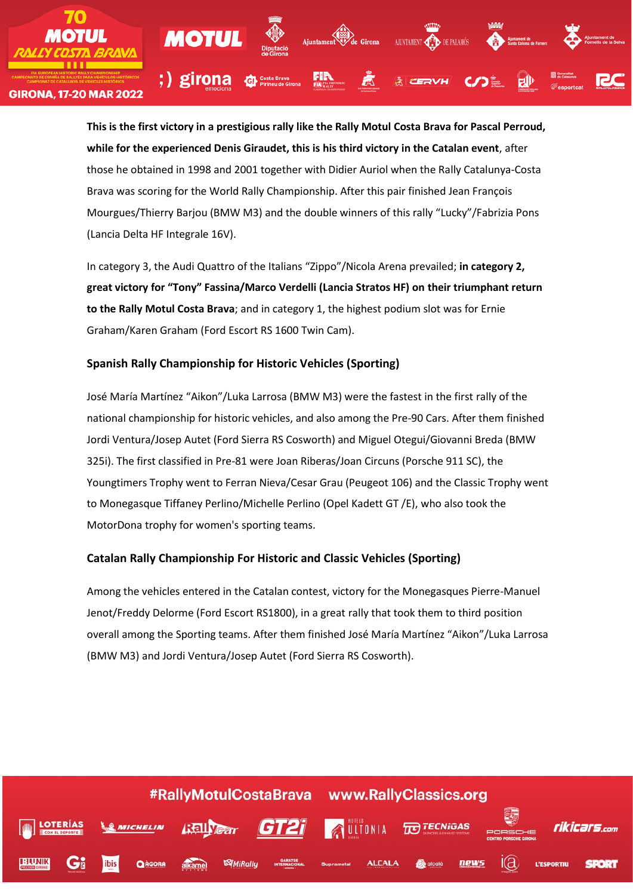**This is the first victory in a prestigious rally like the Rally Motul Costa Brava for Pascal Perroud, while for the experienced Denis Giraudet, this is his third victory in the Catalan event**, after those he obtained in 1998 and 2001 together with Didier Auriol when the Rally Catalunya-Costa Brava was scoring for the World Rally Championship. After this pair finished Jean François Mourgues/Thierry Barjou (BMW M3) and the double winners of this rally "Lucky"/Fabrizia Pons (Lancia Delta HF Integrale 16V).

In category 3, the Audi Quattro of the Italians "Zippo"/Nicola Arena prevailed; **in category 2, great victory for "Tony" Fassina/Marco Verdelli (Lancia Stratos HF) on their triumphant return to the Rally Motul Costa Brava**; and in category 1, the highest podium slot was for Ernie Graham/Karen Graham (Ford Escort RS 1600 Twin Cam).

**Spanish Rally Championship for Historic Vehicles (Sporting)**

José María Martínez "Aikon"/Luka Larrosa (BMW M3) were the fastest in the first rally of the national championship for historic vehicles, and also among the Pre-90 Cars. After them finished Jordi Ventura/Josep Autet (Ford Sierra RS Cosworth) and Miguel Otegui/Giovanni Breda (BMW 325i). The first classified in Pre-81 were Joan Riberas/Joan Circuns (Porsche 911 SC), the Youngtimers Trophy went to Ferran Nieva/Cesar Grau (Peugeot 106) and the Classic Trophy went to Monegasque Tiffaney Perlino/Michelle Perlino (Opel Kadett GT /E), who also took the MotorDona trophy for women's sporting teams.

**Catalan Rally Championship For Historic and Classic Vehicles (Sporting)**

Among the vehicles entered in the Catalan contest, victory for the Monegasques Pierre-Manuel Jenot/Freddy Delorme (Ford Escort RS1800), in a great rally that took them to third position overall among the Sporting teams. After them finished José María Martínez "Aikon"/Luka Larrosa (BMW M3) and Jordi Ventura/Josep Autet (Ford Sierra RS Cosworth).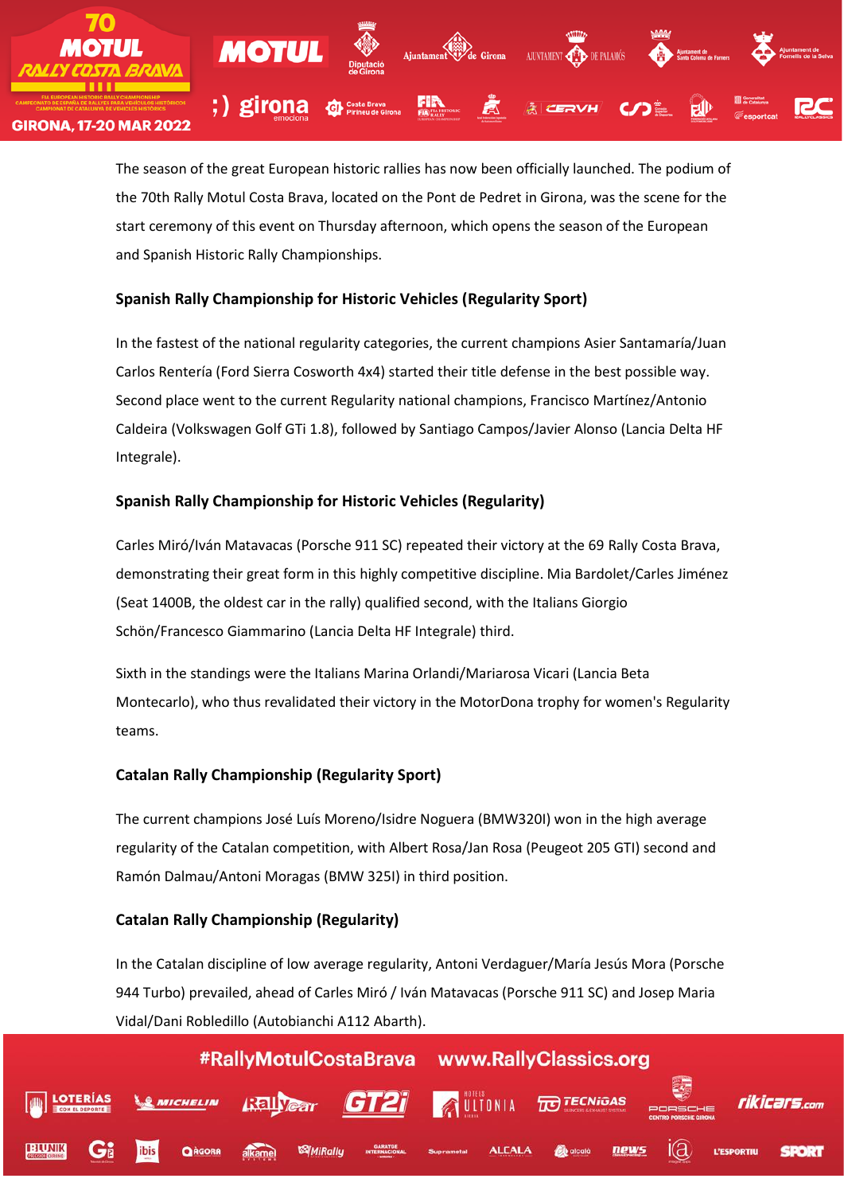The season of the great European historic rallies has now been officially launched. The podium of the 70th Rally Motul Costa Brava, located on the Pont de Pedret in Girona, was the scene for the start ceremony of this event on Thursday afternoon, which opens the season of the European and Spanish Historic Rally Championships.

**Spanish Rally Championship for Historic Vehicles (Regularity Sport)**

In the fastest of the national regularity categories, the current champions Asier Santamaría/Juan Carlos Rentería (Ford Sierra Cosworth 4x4) started their title defense in the best possible way. Second place went to the current Regularity national champions, Francisco Martínez/Antonio Caldeira (Volkswagen Golf GTi 1.8), followed by Santiago Campos/Javier Alonso (Lancia Delta HF Integrale).

**Spanish Rally Championship for Historic Vehicles (Regularity)**

Carles Miró/Iván Matavacas (Porsche 911 SC) repeated their victory at the 69 Rally Costa Brava, demonstrating their great form in this highly competitive discipline. Mia Bardolet/Carles Jiménez (Seat 1400B, the oldest car in the rally) qualified second, with the Italians Giorgio Schön/Francesco Giammarino (Lancia Delta HF Integrale) third.

Sixth in the standings were the Italians Marina Orlandi/Mariarosa Vicari (Lancia Beta Montecarlo), who thus revalidated their victory in the MotorDona trophy for women's Regularity teams.

**Catalan Rally Championship (Regularity Sport)**

The current champions José Luís Moreno/Isidre Noguera (BMW320I) won in the high average regularity of the Catalan competition, with Albert Rosa/Jan Rosa (Peugeot 205 GTI) second and Ramón Dalmau/Antoni Moragas (BMW 325I) in third position.

**Catalan Rally Championship (Regularity)**

In the Catalan discipline of low average regularity, Antoni Verdaguer/María Jesús Mora (Porsche 944 Turbo) prevailed, ahead of Carles Miró / Iván Matavacas (Porsche 911 SC) and Josep Maria Vidal/Dani Robledillo (Autobianchi A112 Abarth).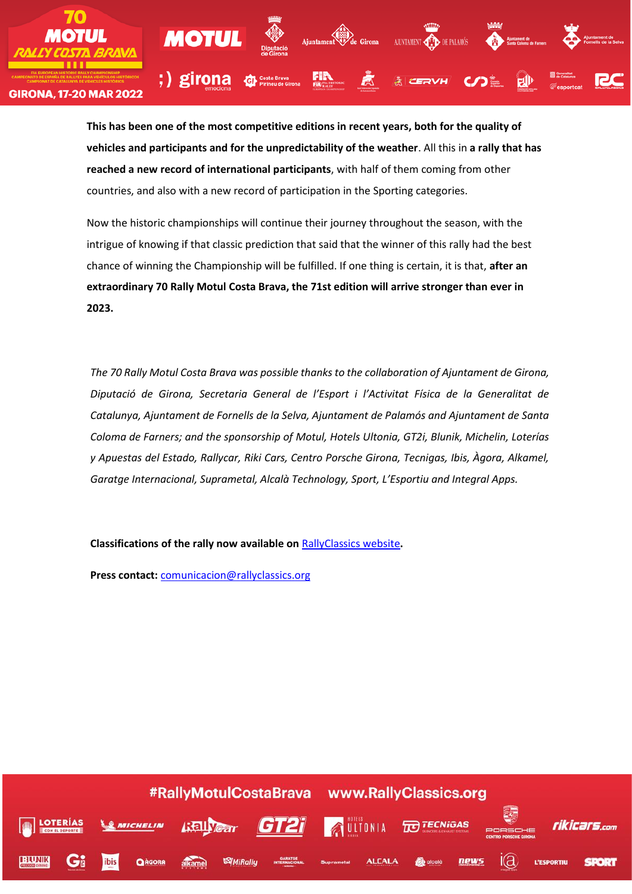**This has been one of the most competitive editions in recent years, both for the quality of vehicles and participants and for the unpredictability of the weather**. All this in **a rally that has reached a new record of international participants**, with half of them coming from other countries, and also with a new record of participation in the Sporting categories.

Now the historic championships will continue their journey throughout the season, with the intrigue of knowing if that classic prediction that said that the winner of this rally had the best chance of winning the Championship will be fulfilled. If one thing is certain, it is that, **after an extraordinary 70 Rally Motul Costa Brava, the 71st edition will arrive stronger than ever in 2023.**

*The 70 Rally Motul Costa Brava was possible thanks to the collaboration of Ajuntament de Girona, Diputació de Girona, Secretaria General de l'Esport i l'Activitat Física de la Generalitat de Catalunya, Ajuntament de Fornells de la Selva, Ajuntament de Palamós and Ajuntament de Santa Coloma de Farners; and the sponsorship of Motul, Hotels Ultonia, GT2i, Blunik, Michelin, Loterías y Apuestas del Estado, Rallycar, Riki Cars, Centro Porsche Girona, Tecnigas, Ibis, Àgora, Alkamel, Garatge Internacional, Suprametal, Alcalà Technology, Sport, L'Esportiu and Integral Apps.*

**Classifications of the rally now available on** [RallyClassics website](RallyClassics website)**.**

**Press contact:** comunicacion@rallyclassics.org